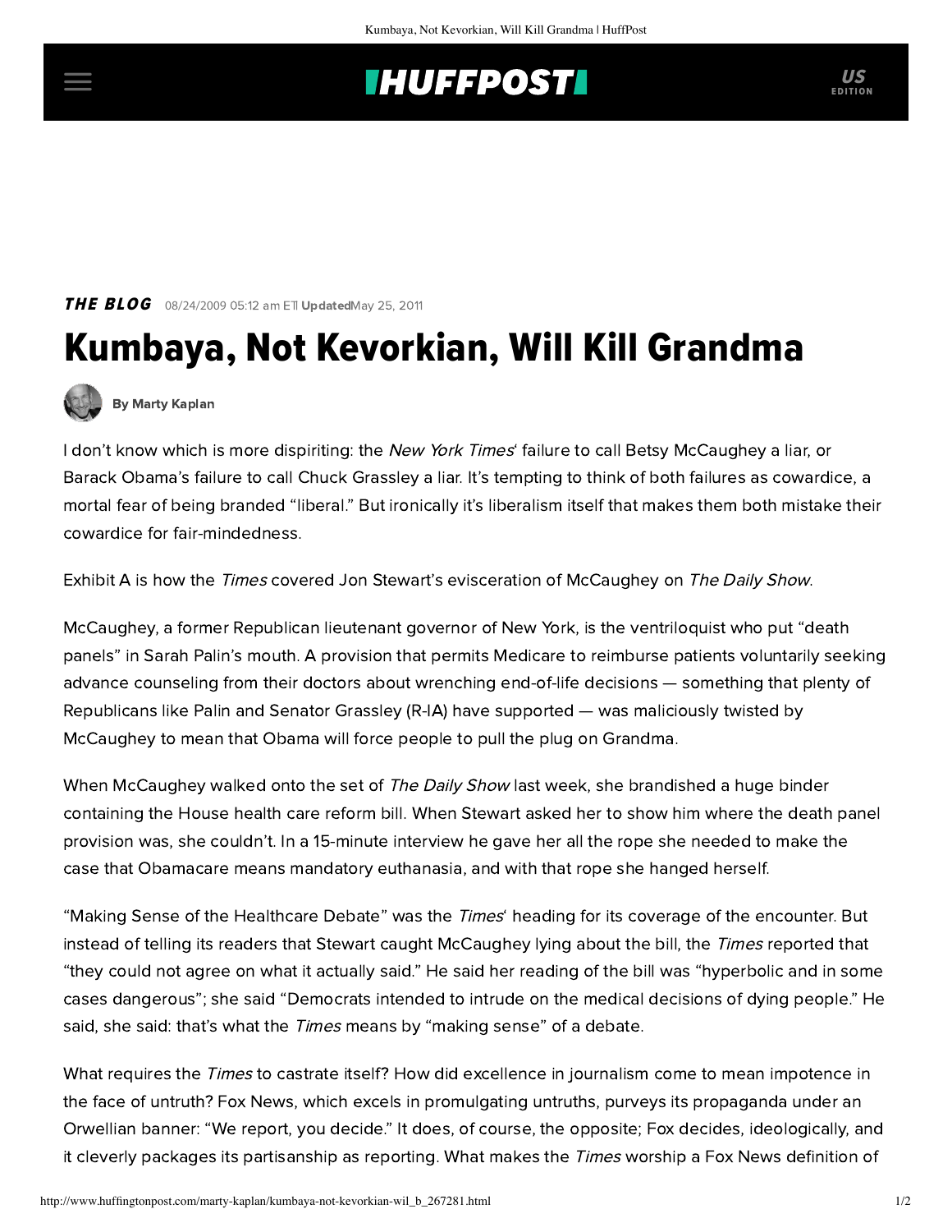**THE BLOG** 08/24/2009 05:12 am ET | Updated May 25, 2011

# Kumbaya, Not Kevorkian, Will Kill Grandma

By Marty Kaplan

I don't know which is more dispiriting: the *New York Times*' failure to call Betsy McCaughey a liar, or Barack Obama's failure to call Chuck Grassley a liar. It's tempting to think of both failures as cowardice, a mortal fear of being branded "liberal." But ironically it's liberalism itself that makes them both mistake their cowardice for fair-mindedness.

Exhibit A is how the *Times* covered Jon Stewart's evisceration of McCaughey on *The Daily Show*.

McCaughey, a former Republican lieutenant governor of New York, is the ventriloquist who put "death panels" in Sarah Palin's mouth. A provision that permits Medicare to reimburse patients voluntarily seeking advance counseling from their doctors about wrenching end-of-life decisions — something that plenty of Republicans like Palin and Senator Grassley (R-IA) have supported — was maliciously twisted by McCaughey to mean that Obama will force people to pull the plug on Grandma.

When McCaughey walked onto the set of *The Daily Show* last week, she brandished a huge binder containing the House health care reform bill. When Stewart asked her to show him where the death panel provision was, she couldn't. In a 15-minute interview he gave her all the rope she needed to make the case that Obamacare means mandatory euthanasia, and with that rope she hanged herself.

"Making Sense of the Healthcare Debate" was the *Times*' heading for its coverage of the encounter. But instead of telling its readers that Stewart caught McCaughey lying about the bill, the *Times* reported that "they could not agree on what it actually said." He said her reading of the bill was "hyperbolic and in some cases dangerous"; she said "Democrats intended to intrude on the medical decisions of dying people." He said, she said: that's what the *Times* means by "making sense" of a debate.

What requires the *Times* to castrate itself? How did excellence in journalism come to mean impotence in the face of untruth? Fox News, which excels in promulgating untruths, purveys its propaganda under an Orwellian banner: "We report, you decide." It does, of course, the opposite; Fox decides, ideologically, and it cleverly packages its partisanship as reporting. What makes the *Times* worship a Fox News definition of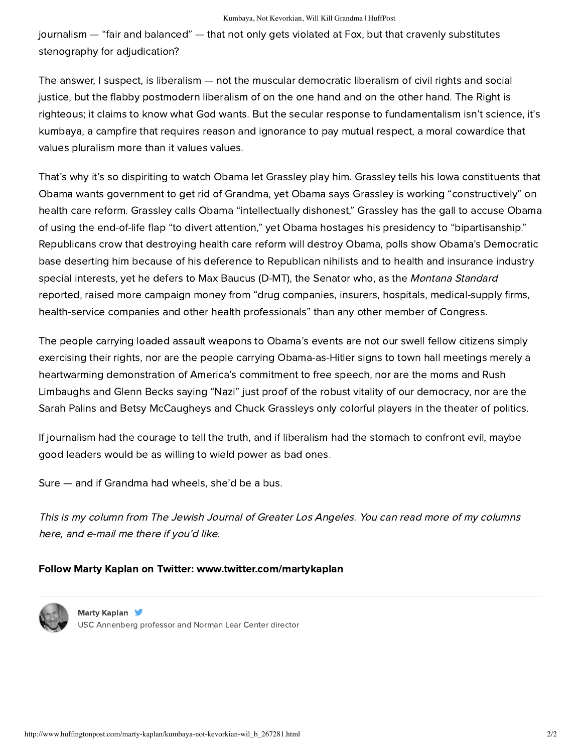journalism — "fair and balanced" — that not only gets violated at Fox, but that cravenly substitutes stenography for adjudication?

The answer, I suspect, is liberalism — not the muscular democratic liberalism of civil rights and social justice, but the flabby postmodern liberalism of on the one hand and on the other hand. The Right is righteous; it claims to know what God wants. But the secular response to fundamentalism isn't science, it's kumbaya, a campfire that requires reason and ignorance to pay mutual respect, a moral cowardice that values pluralism more than it values values.

That's why it's so dispiriting to watch Obama let Grassley play him. Grassley tells his Iowa constituents that Obama wants government to get rid of Grandma, yet Obama says Grassley is working "constructively" on health care reform. Grassley calls Obama "intellectually dishonest," Grassley has the gall to accuse Obama of using the end-of-life flap "to divert attention," yet Obama hostages his presidency to "bipartisanship." Republicans crow that destroying health care reform will destroy Obama, polls show Obama's Democratic base deserting him because of his deference to Republican nihilists and to health and insurance industry special interests, yet he defers to Max Baucus (D-MT), the Senator who, as the *Montana Standard* reported, raised more campaign money from "drug companies, insurers, hospitals, medical-supply firms, health-service companies and other health professionals" than any other member of Congress.

The people carrying loaded assault weapons to Obama's events are not our swell fellow citizens simply exercising their rights, nor are the people carrying Obama-as-Hitler signs to town hall meetings merely a heartwarming demonstration of America's commitment to free speech, nor are the moms and Rush Limbaughs and Glenn Becks saying "Nazi" just proof of the robust vitality of our democracy, nor are the Sarah Palins and Betsy McCaugheys and Chuck Grassleys only colorful players in the theater of politics.

If journalism had the courage to tell the truth, and if liberalism had the stomach to confront evil, maybe good leaders would be as willing to wield power as bad ones.

Sure — and if Grandma had wheels, she'd be a bus.

*This is my column from The Jewish Journal of Greater Los Angeles. You can read more of my columns here, and e-mail me there if you'd like.*

**Follow Marty Kaplan on Twitter: www.twitter.com/martykaplan**

**Marty Kaplan**

USC Annenberg professor and Norman Lear Center director